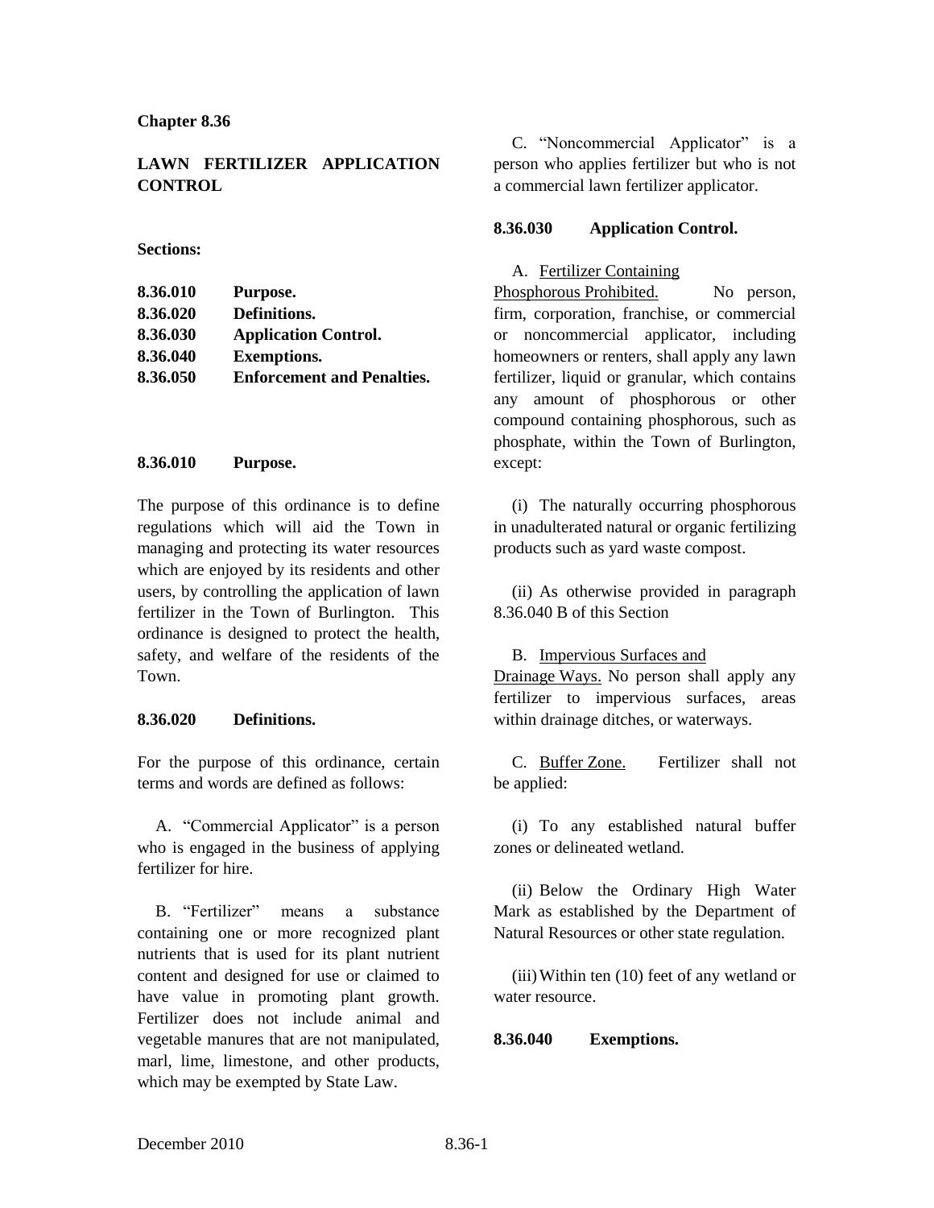# Chapter 8.36

## LAWN FERTILIZER APPLICATION CONTROL

**Sections:**

| | |
|---|---|
| **8.36.010** | **Purpose.** |
| **8.36.020** | **Definitions.** |
| **8.36.030** | **Application Control.** |
| **8.36.040** | **Exemptions.** |
| **8.36.050** | **Enforcement and Penalties.** |

### 8.36.010 Purpose.

The purpose of this ordinance is to define regulations which will aid the Town in managing and protecting its water resources which are enjoyed by its residents and other users, by controlling the application of lawn fertilizer in the Town of Burlington. This ordinance is designed to protect the health, safety, and welfare of the residents of the Town.

### 8.36.020 Definitions.

For the purpose of this ordinance, certain terms and words are defined as follows:

A. "Commercial Applicator" is a person who is engaged in the business of applying fertilizer for hire.

B. "Fertilizer" means a substance containing one or more recognized plant nutrients that is used for its plant nutrient content and designed for use or claimed to have value in promoting plant growth. Fertilizer does not include animal and vegetable manures that are not manipulated, marl, lime, limestone, and other products, which may be exempted by State Law.

C. "Noncommercial Applicator" is a person who applies fertilizer but who is not a commercial lawn fertilizer applicator.

### 8.36.030 Application Control.

A. Fertilizer Containing Phosphorous Prohibited. No person, firm, corporation, franchise, or commercial or noncommercial applicator, including homeowners or renters, shall apply any lawn fertilizer, liquid or granular, which contains any amount of phosphorous or other compound containing phosphorous, such as phosphate, within the Town of Burlington, except:

(i) The naturally occurring phosphorous in unadulterated natural or organic fertilizing products such as yard waste compost.

(ii) As otherwise provided in paragraph 8.36.040 B of this Section

B. Impervious Surfaces and Drainage Ways. No person shall apply any fertilizer to impervious surfaces, areas within drainage ditches, or waterways.

C. Buffer Zone. Fertilizer shall not be applied:

(i) To any established natural buffer zones or delineated wetland.

(ii) Below the Ordinary High Water Mark as established by the Department of Natural Resources or other state regulation.

(iii) Within ten (10) feet of any wetland or water resource.

### 8.36.040 Exemptions.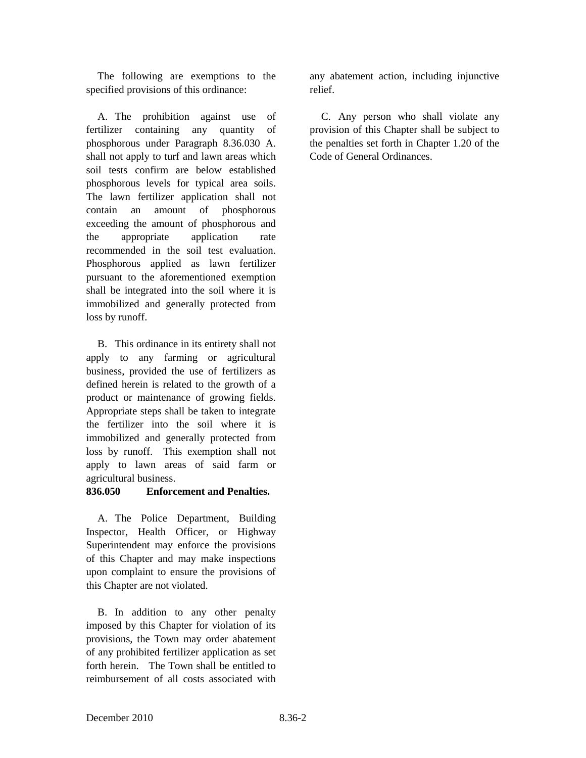The following are exemptions to the specified provisions of this ordinance:

A. The prohibition against use of fertilizer containing any quantity of phosphorous under Paragraph 8.36.030 A. shall not apply to turf and lawn areas which soil tests confirm are below established phosphorous levels for typical area soils. The lawn fertilizer application shall not contain an amount of phosphorous exceeding the amount of phosphorous and the appropriate application rate recommended in the soil test evaluation. Phosphorous applied as lawn fertilizer pursuant to the aforementioned exemption shall be integrated into the soil where it is immobilized and generally protected from loss by runoff.

B. This ordinance in its entirety shall not apply to any farming or agricultural business, provided the use of fertilizers as defined herein is related to the growth of a product or maintenance of growing fields. Appropriate steps shall be taken to integrate the fertilizer into the soil where it is immobilized and generally protected from loss by runoff. This exemption shall not apply to lawn areas of said farm or agricultural business.

**836.050 Enforcement and Penalties.**

A. The Police Department, Building Inspector, Health Officer, or Highway Superintendent may enforce the provisions of this Chapter and may make inspections upon complaint to ensure the provisions of this Chapter are not violated.

B. In addition to any other penalty imposed by this Chapter for violation of its provisions, the Town may order abatement of any prohibited fertilizer application as set forth herein. The Town shall be entitled to reimbursement of all costs associated with any abatement action, including injunctive relief.

C. Any person who shall violate any provision of this Chapter shall be subject to the penalties set forth in Chapter 1.20 of the Code of General Ordinances.